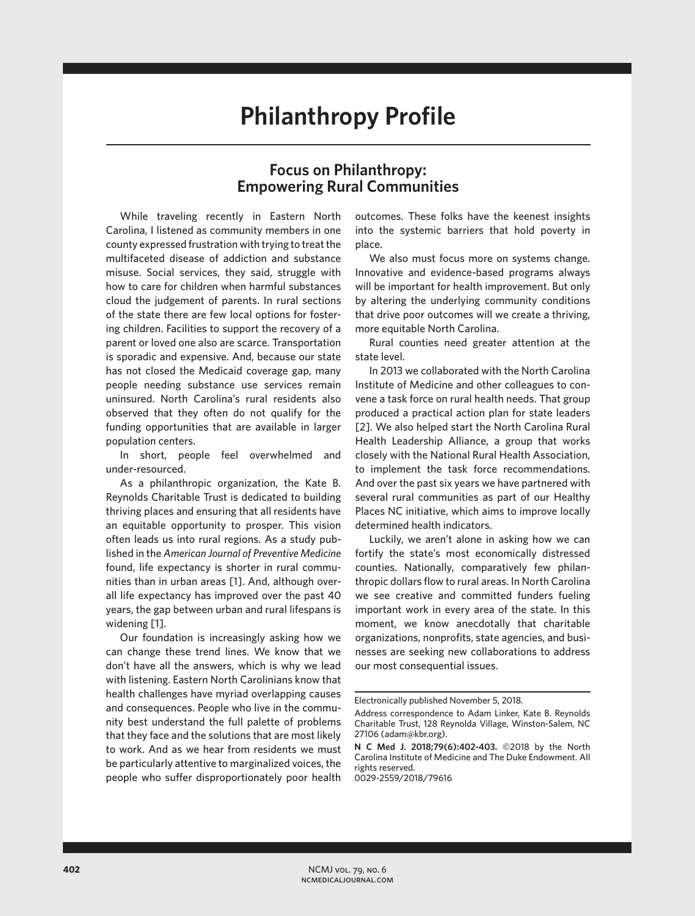# Philanthropy Profile

## Focus on Philanthropy: Empowering Rural Communities

While traveling recently in Eastern North Carolina, I listened as community members in one county expressed frustration with trying to treat the multifaceted disease of addiction and substance misuse. Social services, they said, struggle with how to care for children when harmful substances cloud the judgement of parents. In rural sections of the state there are few local options for fostering children. Facilities to support the recovery of a parent or loved one also are scarce. Transportation is sporadic and expensive. And, because our state has not closed the Medicaid coverage gap, many people needing substance use services remain uninsured. North Carolina's rural residents also observed that they often do not qualify for the funding opportunities that are available in larger population centers.

In short, people feel overwhelmed and under-resourced.

As a philanthropic organization, the Kate B. Reynolds Charitable Trust is dedicated to building thriving places and ensuring that all residents have an equitable opportunity to prosper. This vision often leads us into rural regions. As a study published in the *American Journal of Preventive Medicine* found, life expectancy is shorter in rural communities than in urban areas [1]. And, although overall life expectancy has improved over the past 40 years, the gap between urban and rural lifespans is widening [1].

Our foundation is increasingly asking how we can change these trend lines. We know that we don't have all the answers, which is why we lead with listening. Eastern North Carolinians know that health challenges have myriad overlapping causes and consequences. People who live in the community best understand the full palette of problems that they face and the solutions that are most likely to work. And as we hear from residents we must be particularly attentive to marginalized voices, the people who suffer disproportionately poor health outcomes. These folks have the keenest insights into the systemic barriers that hold poverty in place.

We also must focus more on systems change. Innovative and evidence-based programs always will be important for health improvement. But only by altering the underlying community conditions that drive poor outcomes will we create a thriving, more equitable North Carolina.

Rural counties need greater attention at the state level.

In 2013 we collaborated with the North Carolina Institute of Medicine and other colleagues to convene a task force on rural health needs. That group produced a practical action plan for state leaders [2]. We also helped start the North Carolina Rural Health Leadership Alliance, a group that works closely with the National Rural Health Association, to implement the task force recommendations. And over the past six years we have partnered with several rural communities as part of our Healthy Places NC initiative, which aims to improve locally determined health indicators.

Luckily, we aren't alone in asking how we can fortify the state's most economically distressed counties. Nationally, comparatively few philanthropic dollars flow to rural areas. In North Carolina we see creative and committed funders fueling important work in every area of the state. In this moment, we know anecdotally that charitable organizations, nonprofits, state agencies, and businesses are seeking new collaborations to address our most consequential issues.

---

Electronically published November 5, 2018.

Address correspondence to Adam Linker, Kate B. Reynolds Charitable Trust, 128 Reynolda Village, Winston-Salem, NC 27106 (adam@kbr.org).

**N C Med J. 2018;79(6):402-403.** ©2018 by the North Carolina Institute of Medicine and The Duke Endowment. All rights reserved.
0029-2559/2018/79616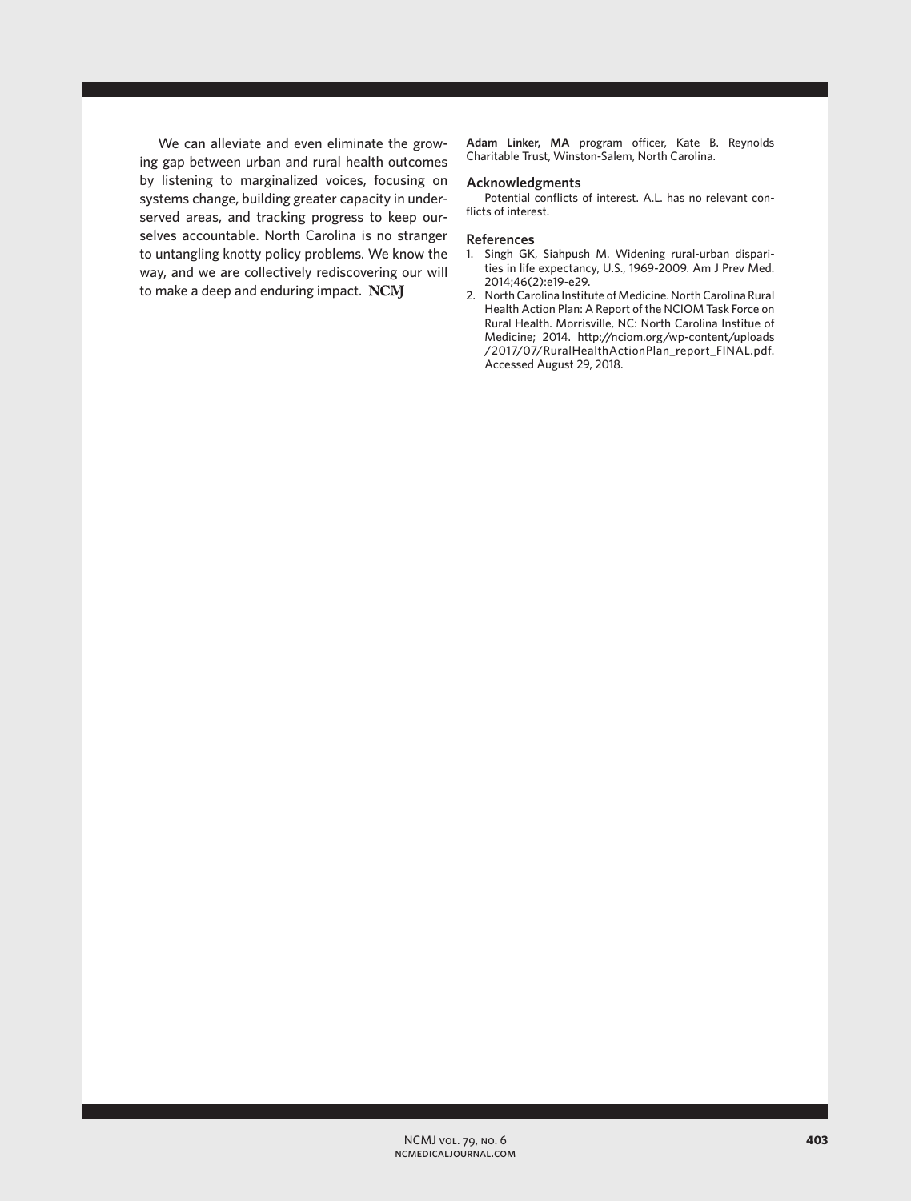We can alleviate and even eliminate the growing gap between urban and rural health outcomes by listening to marginalized voices, focusing on systems change, building greater capacity in underserved areas, and tracking progress to keep ourselves accountable. North Carolina is no stranger to untangling knotty policy problems. We know the way, and we are collectively rediscovering our will to make a deep and enduring impact. NCMJ

**Adam Linker, MA** program officer, Kate B. Reynolds Charitable Trust, Winston-Salem, North Carolina.

### Acknowledgments

Potential conflicts of interest. A.L. has no relevant conflicts of interest.

### References

1. Singh GK, Siahpush M. Widening rural-urban disparities in life expectancy, U.S., 1969-2009. Am J Prev Med. 2014;46(2):e19-e29.
2. North Carolina Institute of Medicine. North Carolina Rural Health Action Plan: A Report of the NCIOM Task Force on Rural Health. Morrisville, NC: North Carolina Institue of Medicine; 2014. http://nciom.org/wp-content/uploads/2017/07/RuralHealthActionPlan_report_FINAL.pdf. Accessed August 29, 2018.